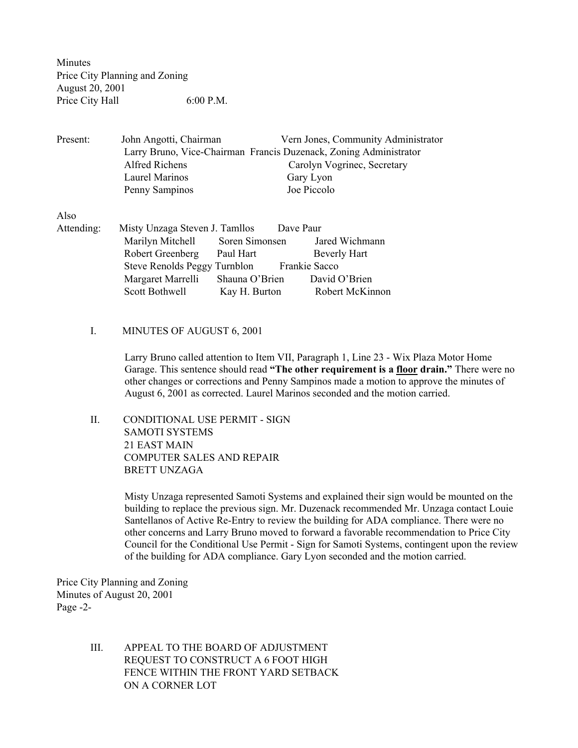Minutes
Price City Planning and Zoning
August 20, 2001
Price City Hall 6:00 P.M.

| Present: | | |
|---|---|---|
| | John Angotti, Chairman | Vern Jones, Community Administrator |
| | Larry Bruno, Vice-Chairman | Francis Duzenack, Zoning Administrator |
| | Alfred Richens | Carolyn Vogrinec, Secretary |
| | Laurel Marinos | Gary Lyon |
| | Penny Sampinos | Joe Piccolo |

| Also Attending: | | |
|---|---|---|
| Misty Unzaga | Steven J. Tamllos | Dave Paur |
| Marilyn Mitchell | Soren Simonsen | Jared Wichmann |
| Robert Greenberg | Paul Hart | Beverly Hart |
| Steve Renolds | Peggy Turnblon | Frankie Sacco |
| Margaret Marrelli | Shauna O'Brien | David O'Brien |
| Scott Bothwell | Kay H. Burton | Robert McKinnon |

I. MINUTES OF AUGUST 6, 2001

Larry Bruno called attention to Item VII, Paragraph 1, Line 23 - Wix Plaza Motor Home Garage. This sentence should read **"The other requirement is a floor drain."** There were no other changes or corrections and Penny Sampinos made a motion to approve the minutes of August 6, 2001 as corrected. Laurel Marinos seconded and the motion carried.

II. CONDITIONAL USE PERMIT - SIGN
SAMOTI SYSTEMS
21 EAST MAIN
COMPUTER SALES AND REPAIR
BRETT UNZAGA

Misty Unzaga represented Samoti Systems and explained their sign would be mounted on the building to replace the previous sign. Mr. Duzenack recommended Mr. Unzaga contact Louie Santellanos of Active Re-Entry to review the building for ADA compliance. There were no other concerns and Larry Bruno moved to forward a favorable recommendation to Price City Council for the Conditional Use Permit - Sign for Samoti Systems, contingent upon the review of the building for ADA compliance. Gary Lyon seconded and the motion carried.

III. APPEAL TO THE BOARD OF ADJUSTMENT
REQUEST TO CONSTRUCT A 6 FOOT HIGH
FENCE WITHIN THE FRONT YARD SETBACK
ON A CORNER LOT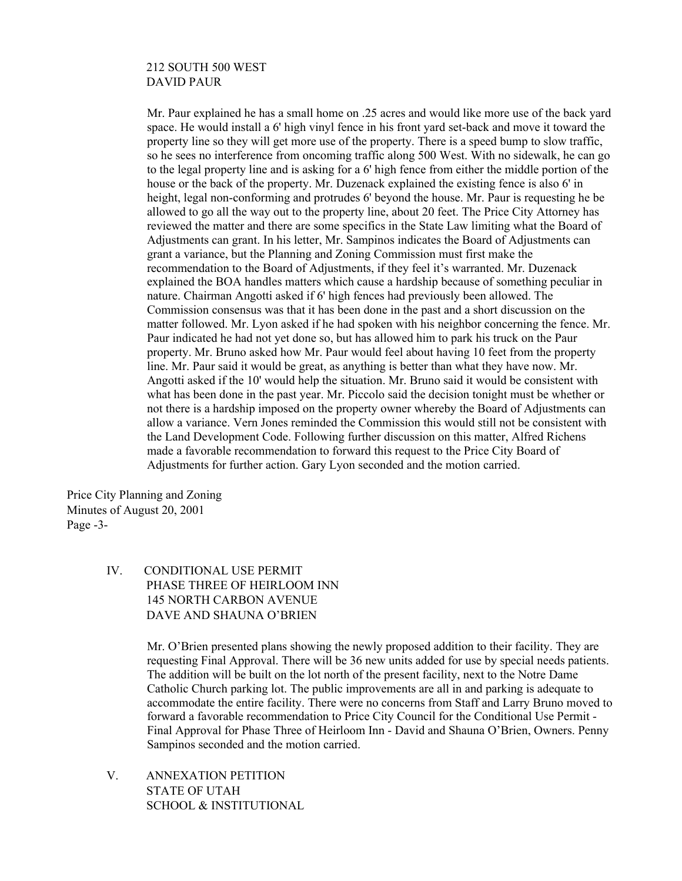212 SOUTH 500 WEST
DAVID PAUR

Mr. Paur explained he has a small home on .25 acres and would like more use of the back yard space. He would install a 6' high vinyl fence in his front yard set-back and move it toward the property line so they will get more use of the property. There is a speed bump to slow traffic, so he sees no interference from oncoming traffic along 500 West. With no sidewalk, he can go to the legal property line and is asking for a 6' high fence from either the middle portion of the house or the back of the property. Mr. Duzenack explained the existing fence is also 6' in height, legal non-conforming and protrudes 6' beyond the house. Mr. Paur is requesting he be allowed to go all the way out to the property line, about 20 feet. The Price City Attorney has reviewed the matter and there are some specifics in the State Law limiting what the Board of Adjustments can grant. In his letter, Mr. Sampinos indicates the Board of Adjustments can grant a variance, but the Planning and Zoning Commission must first make the recommendation to the Board of Adjustments, if they feel it's warranted. Mr. Duzenack explained the BOA handles matters which cause a hardship because of something peculiar in nature. Chairman Angotti asked if 6' high fences had previously been allowed. The Commission consensus was that it has been done in the past and a short discussion on the matter followed. Mr. Lyon asked if he had spoken with his neighbor concerning the fence. Mr. Paur indicated he had not yet done so, but has allowed him to park his truck on the Paur property. Mr. Bruno asked how Mr. Paur would feel about having 10 feet from the property line. Mr. Paur said it would be great, as anything is better than what they have now. Mr. Angotti asked if the 10' would help the situation. Mr. Bruno said it would be consistent with what has been done in the past year. Mr. Piccolo said the decision tonight must be whether or not there is a hardship imposed on the property owner whereby the Board of Adjustments can allow a variance. Vern Jones reminded the Commission this would still not be consistent with the Land Development Code. Following further discussion on this matter, Alfred Richens made a favorable recommendation to forward this request to the Price City Board of Adjustments for further action. Gary Lyon seconded and the motion carried.

IV. CONDITIONAL USE PERMIT
PHASE THREE OF HEIRLOOM INN
145 NORTH CARBON AVENUE
DAVE AND SHAUNA O'BRIEN

Mr. O'Brien presented plans showing the newly proposed addition to their facility. They are requesting Final Approval. There will be 36 new units added for use by special needs patients. The addition will be built on the lot north of the present facility, next to the Notre Dame Catholic Church parking lot. The public improvements are all in and parking is adequate to accommodate the entire facility. There were no concerns from Staff and Larry Bruno moved to forward a favorable recommendation to Price City Council for the Conditional Use Permit - Final Approval for Phase Three of Heirloom Inn - David and Shauna O'Brien, Owners. Penny Sampinos seconded and the motion carried.

V. ANNEXATION PETITION
STATE OF UTAH
SCHOOL & INSTITUTIONAL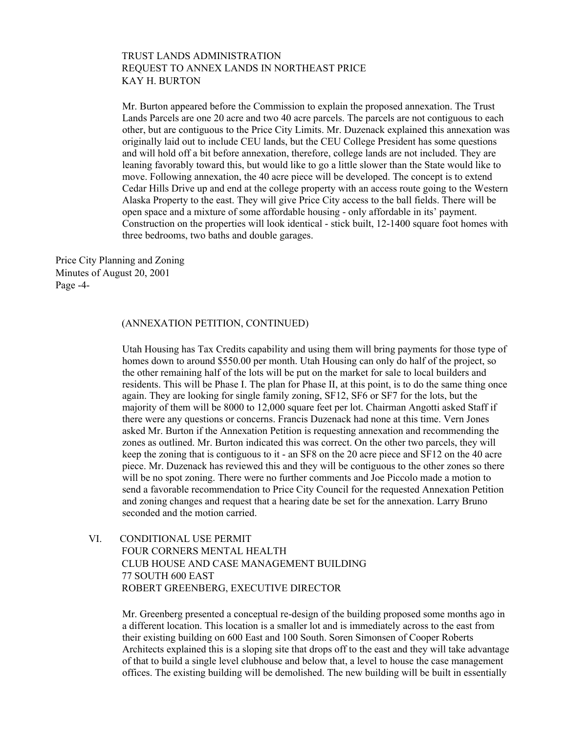TRUST LANDS ADMINISTRATION
REQUEST TO ANNEX LANDS IN NORTHEAST PRICE
KAY H. BURTON

Mr. Burton appeared before the Commission to explain the proposed annexation. The Trust Lands Parcels are one 20 acre and two 40 acre parcels. The parcels are not contiguous to each other, but are contiguous to the Price City Limits. Mr. Duzenack explained this annexation was originally laid out to include CEU lands, but the CEU College President has some questions and will hold off a bit before annexation, therefore, college lands are not included. They are leaning favorably toward this, but would like to go a little slower than the State would like to move. Following annexation, the 40 acre piece will be developed. The concept is to extend Cedar Hills Drive up and end at the college property with an access route going to the Western Alaska Property to the east. They will give Price City access to the ball fields. There will be open space and a mixture of some affordable housing - only affordable in its' payment. Construction on the properties will look identical - stick built, 12-1400 square foot homes with three bedrooms, two baths and double garages.

(ANNEXATION PETITION, CONTINUED)

Utah Housing has Tax Credits capability and using them will bring payments for those type of homes down to around $550.00 per month. Utah Housing can only do half of the project, so the other remaining half of the lots will be put on the market for sale to local builders and residents. This will be Phase I. The plan for Phase II, at this point, is to do the same thing once again. They are looking for single family zoning, SF12, SF6 or SF7 for the lots, but the majority of them will be 8000 to 12,000 square feet per lot. Chairman Angotti asked Staff if there were any questions or concerns. Francis Duzenack had none at this time. Vern Jones asked Mr. Burton if the Annexation Petition is requesting annexation and recommending the zones as outlined. Mr. Burton indicated this was correct. On the other two parcels, they will keep the zoning that is contiguous to it - an SF8 on the 20 acre piece and SF12 on the 40 acre piece. Mr. Duzenack has reviewed this and they will be contiguous to the other zones so there will be no spot zoning. There were no further comments and Joe Piccolo made a motion to send a favorable recommendation to Price City Council for the requested Annexation Petition and zoning changes and request that a hearing date be set for the annexation. Larry Bruno seconded and the motion carried.

VI. CONDITIONAL USE PERMIT
FOUR CORNERS MENTAL HEALTH
CLUB HOUSE AND CASE MANAGEMENT BUILDING
77 SOUTH 600 EAST
ROBERT GREENBERG, EXECUTIVE DIRECTOR

Mr. Greenberg presented a conceptual re-design of the building proposed some months ago in a different location. This location is a smaller lot and is immediately across to the east from their existing building on 600 East and 100 South. Soren Simonsen of Cooper Roberts Architects explained this is a sloping site that drops off to the east and they will take advantage of that to build a single level clubhouse and below that, a level to house the case management offices. The existing building will be demolished. The new building will be built in essentially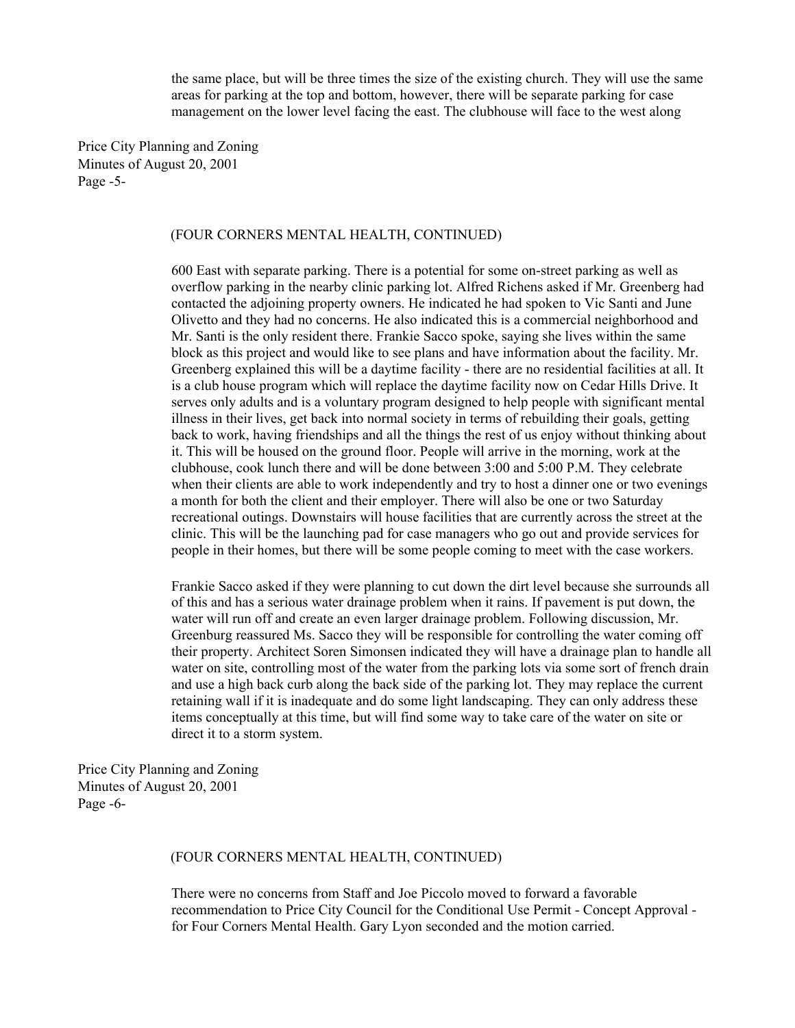the same place, but will be three times the size of the existing church. They will use the same areas for parking at the top and bottom, however, there will be separate parking for case management on the lower level facing the east. The clubhouse will face to the west along

(FOUR CORNERS MENTAL HEALTH, CONTINUED)

600 East with separate parking. There is a potential for some on-street parking as well as overflow parking in the nearby clinic parking lot. Alfred Richens asked if Mr. Greenberg had contacted the adjoining property owners. He indicated he had spoken to Vic Santi and June Olivetto and they had no concerns. He also indicated this is a commercial neighborhood and Mr. Santi is the only resident there. Frankie Sacco spoke, saying she lives within the same block as this project and would like to see plans and have information about the facility. Mr. Greenberg explained this will be a daytime facility - there are no residential facilities at all. It is a club house program which will replace the daytime facility now on Cedar Hills Drive. It serves only adults and is a voluntary program designed to help people with significant mental illness in their lives, get back into normal society in terms of rebuilding their goals, getting back to work, having friendships and all the things the rest of us enjoy without thinking about it. This will be housed on the ground floor. People will arrive in the morning, work at the clubhouse, cook lunch there and will be done between 3:00 and 5:00 P.M. They celebrate when their clients are able to work independently and try to host a dinner one or two evenings a month for both the client and their employer. There will also be one or two Saturday recreational outings. Downstairs will house facilities that are currently across the street at the clinic. This will be the launching pad for case managers who go out and provide services for people in their homes, but there will be some people coming to meet with the case workers.

Frankie Sacco asked if they were planning to cut down the dirt level because she surrounds all of this and has a serious water drainage problem when it rains. If pavement is put down, the water will run off and create an even larger drainage problem. Following discussion, Mr. Greenburg reassured Ms. Sacco they will be responsible for controlling the water coming off their property. Architect Soren Simonsen indicated they will have a drainage plan to handle all water on site, controlling most of the water from the parking lots via some sort of french drain and use a high back curb along the back side of the parking lot. They may replace the current retaining wall if it is inadequate and do some light landscaping. They can only address these items conceptually at this time, but will find some way to take care of the water on site or direct it to a storm system.

(FOUR CORNERS MENTAL HEALTH, CONTINUED)

There were no concerns from Staff and Joe Piccolo moved to forward a favorable recommendation to Price City Council for the Conditional Use Permit - Concept Approval - for Four Corners Mental Health. Gary Lyon seconded and the motion carried.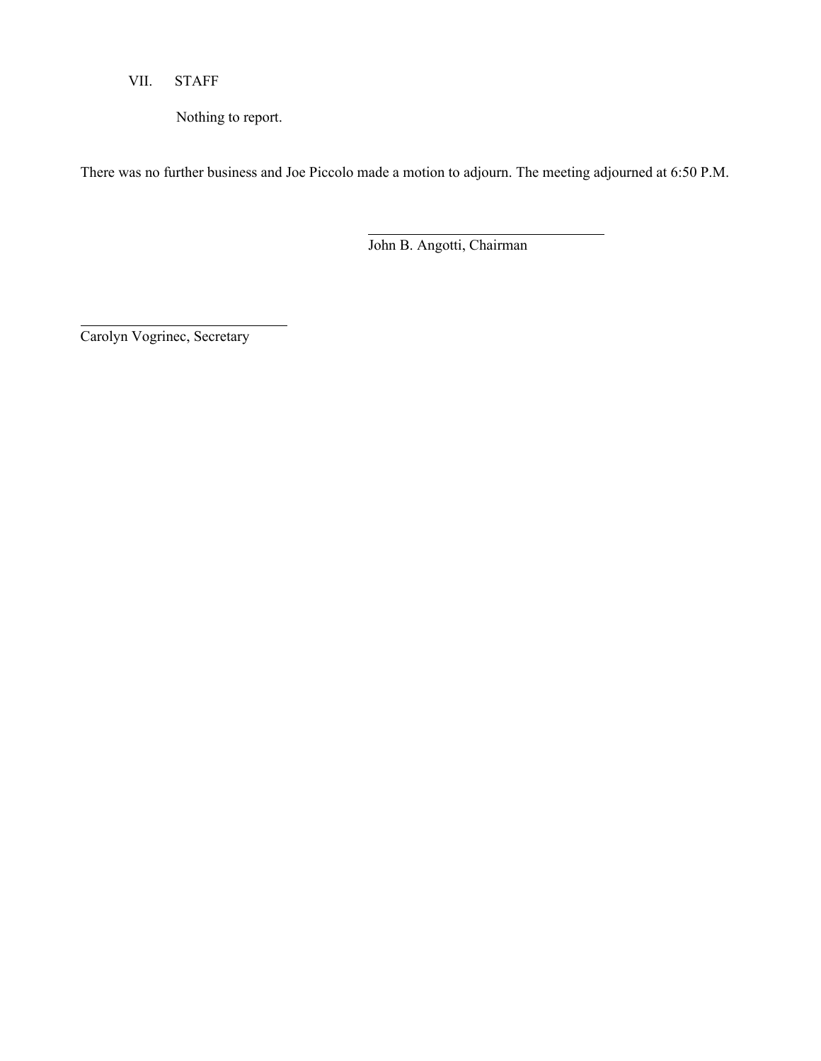## VII. STAFF

Nothing to report.

There was no further business and Joe Piccolo made a motion to adjourn. The meeting adjourned at 6:50 P.M.

\_\_\_\_\_\_\_\_\_\_\_\_\_\_\_\_\_\_\_\_\_\_\_\_\_\_\_\_\_\_
John B. Angotti, Chairman

\_\_\_\_\_\_\_\_\_\_\_\_\_\_\_\_\_\_\_\_\_\_\_\_\_\_\_\_\_\_
Carolyn Vogrinec, Secretary